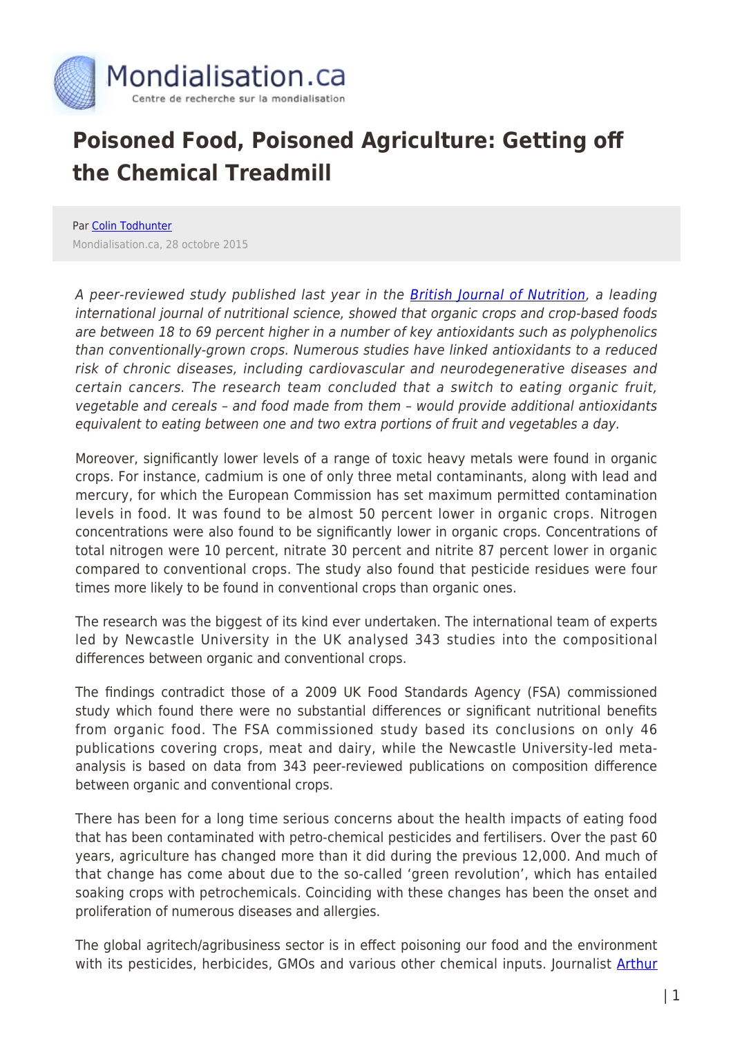Mondialisation.ca

Centre de recherche sur la mondialisation

# Poisoned Food, Poisoned Agriculture: Getting off the Chemical Treadmill

Par [Colin Todhunter]

Mondialisation.ca, 28 octobre 2015

*A peer-reviewed study published last year in the [British Journal of Nutrition], a leading international journal of nutritional science, showed that organic crops and crop-based foods are between 18 to 69 percent higher in a number of key antioxidants such as polyphenolics than conventionally-grown crops. Numerous studies have linked antioxidants to a reduced risk of chronic diseases, including cardiovascular and neurodegenerative diseases and certain cancers. The research team concluded that a switch to eating organic fruit, vegetable and cereals – and food made from them – would provide additional antioxidants equivalent to eating between one and two extra portions of fruit and vegetables a day.*

Moreover, significantly lower levels of a range of toxic heavy metals were found in organic crops. For instance, cadmium is one of only three metal contaminants, along with lead and mercury, for which the European Commission has set maximum permitted contamination levels in food. It was found to be almost 50 percent lower in organic crops. Nitrogen concentrations were also found to be significantly lower in organic crops. Concentrations of total nitrogen were 10 percent, nitrate 30 percent and nitrite 87 percent lower in organic compared to conventional crops. The study also found that pesticide residues were four times more likely to be found in conventional crops than organic ones.

The research was the biggest of its kind ever undertaken. The international team of experts led by Newcastle University in the UK analysed 343 studies into the compositional differences between organic and conventional crops.

The findings contradict those of a 2009 UK Food Standards Agency (FSA) commissioned study which found there were no substantial differences or significant nutritional benefits from organic food. The FSA commissioned study based its conclusions on only 46 publications covering crops, meat and dairy, while the Newcastle University-led meta-analysis is based on data from 343 peer-reviewed publications on composition difference between organic and conventional crops.

There has been for a long time serious concerns about the health impacts of eating food that has been contaminated with petro-chemical pesticides and fertilisers. Over the past 60 years, agriculture has changed more than it did during the previous 12,000. And much of that change has come about due to the so-called 'green revolution', which has entailed soaking crops with petrochemicals. Coinciding with these changes has been the onset and proliferation of numerous diseases and allergies.

The global agritech/agribusiness sector is in effect poisoning our food and the environment with its pesticides, herbicides, GMOs and various other chemical inputs. Journalist [Arthur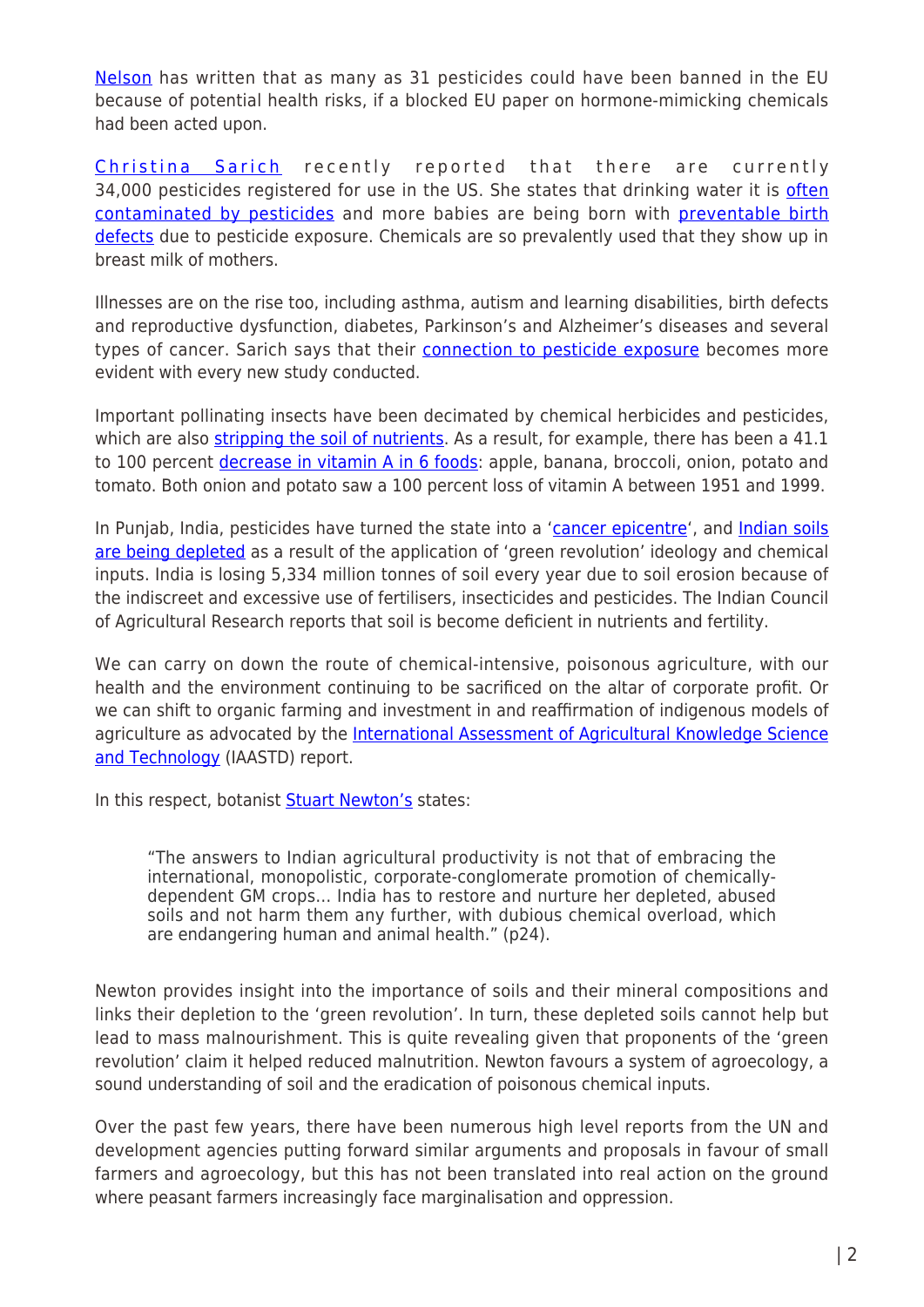Nelson has written that as many as 31 pesticides could have been banned in the EU because of potential health risks, if a blocked EU paper on hormone-mimicking chemicals had been acted upon.

Christina Sarich recently reported that there are currently 34,000 pesticides registered for use in the US. She states that drinking water it is often contaminated by pesticides and more babies are being born with preventable birth defects due to pesticide exposure. Chemicals are so prevalently used that they show up in breast milk of mothers.

Illnesses are on the rise too, including asthma, autism and learning disabilities, birth defects and reproductive dysfunction, diabetes, Parkinson's and Alzheimer's diseases and several types of cancer. Sarich says that their connection to pesticide exposure becomes more evident with every new study conducted.

Important pollinating insects have been decimated by chemical herbicides and pesticides, which are also stripping the soil of nutrients. As a result, for example, there has been a 41.1 to 100 percent decrease in vitamin A in 6 foods: apple, banana, broccoli, onion, potato and tomato. Both onion and potato saw a 100 percent loss of vitamin A between 1951 and 1999.

In Punjab, India, pesticides have turned the state into a 'cancer epicentre', and Indian soils are being depleted as a result of the application of 'green revolution' ideology and chemical inputs. India is losing 5,334 million tonnes of soil every year due to soil erosion because of the indiscreet and excessive use of fertilisers, insecticides and pesticides. The Indian Council of Agricultural Research reports that soil is become deficient in nutrients and fertility.

We can carry on down the route of chemical-intensive, poisonous agriculture, with our health and the environment continuing to be sacrificed on the altar of corporate profit. Or we can shift to organic farming and investment in and reaffirmation of indigenous models of agriculture as advocated by the International Assessment of Agricultural Knowledge Science and Technology (IAASTD) report.

In this respect, botanist Stuart Newton's states:

> "The answers to Indian agricultural productivity is not that of embracing the international, monopolistic, corporate-conglomerate promotion of chemically-dependent GM crops… India has to restore and nurture her depleted, abused soils and not harm them any further, with dubious chemical overload, which are endangering human and animal health." (p24).

Newton provides insight into the importance of soils and their mineral compositions and links their depletion to the 'green revolution'. In turn, these depleted soils cannot help but lead to mass malnourishment. This is quite revealing given that proponents of the 'green revolution' claim it helped reduced malnutrition. Newton favours a system of agroecology, a sound understanding of soil and the eradication of poisonous chemical inputs.

Over the past few years, there have been numerous high level reports from the UN and development agencies putting forward similar arguments and proposals in favour of small farmers and agroecology, but this has not been translated into real action on the ground where peasant farmers increasingly face marginalisation and oppression.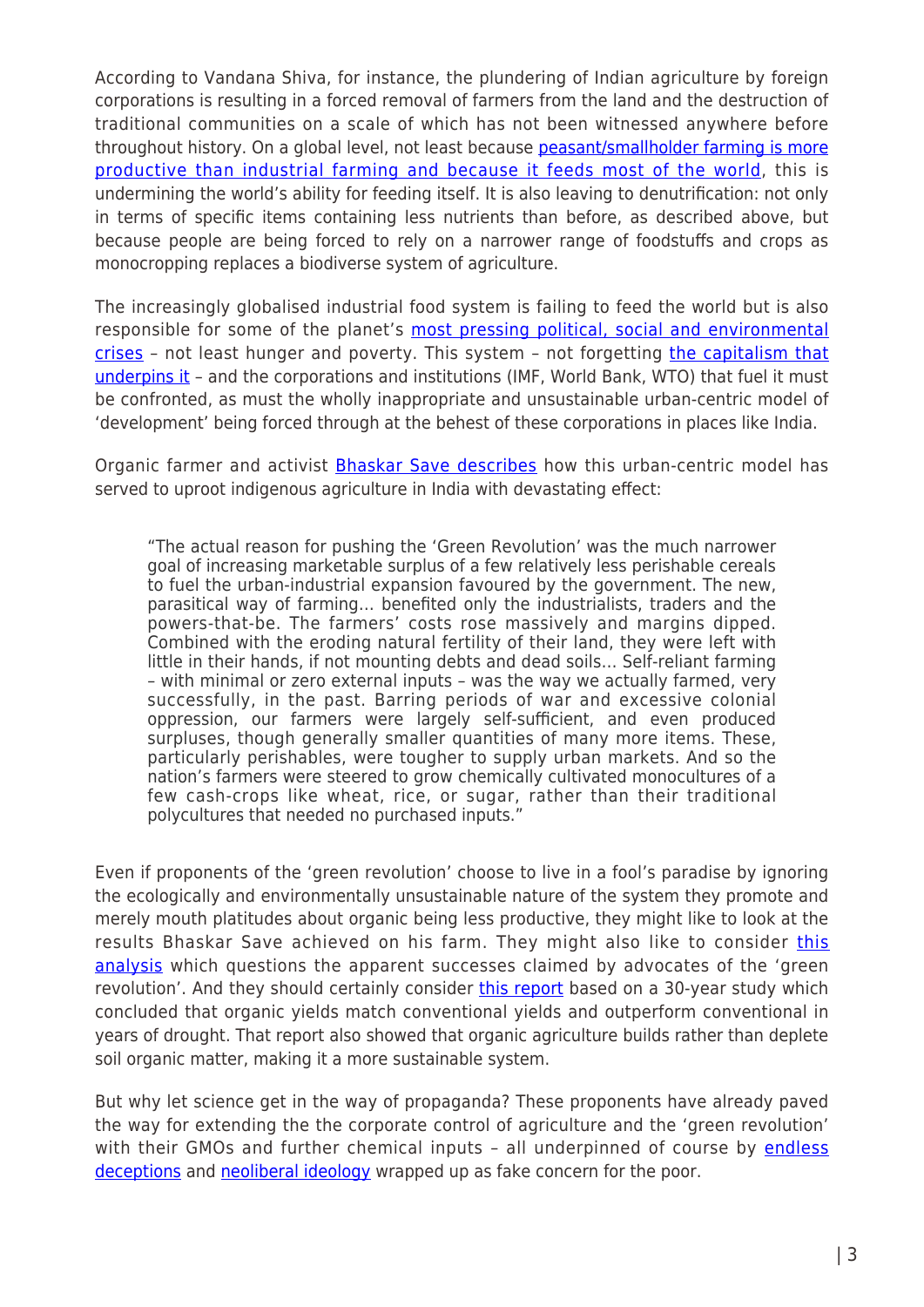According to Vandana Shiva, for instance, the plundering of Indian agriculture by foreign corporations is resulting in a forced removal of farmers from the land and the destruction of traditional communities on a scale of which has not been witnessed anywhere before throughout history. On a global level, not least because peasant/smallholder farming is more productive than industrial farming and because it feeds most of the world, this is undermining the world's ability for feeding itself. It is also leaving to denutrification: not only in terms of specific items containing less nutrients than before, as described above, but because people are being forced to rely on a narrower range of foodstuffs and crops as monocropping replaces a biodiverse system of agriculture.

The increasingly globalised industrial food system is failing to feed the world but is also responsible for some of the planet's most pressing political, social and environmental crises – not least hunger and poverty. This system – not forgetting the capitalism that underpins it – and the corporations and institutions (IMF, World Bank, WTO) that fuel it must be confronted, as must the wholly inappropriate and unsustainable urban-centric model of 'development' being forced through at the behest of these corporations in places like India.

Organic farmer and activist Bhaskar Save describes how this urban-centric model has served to uproot indigenous agriculture in India with devastating effect:

> "The actual reason for pushing the 'Green Revolution' was the much narrower goal of increasing marketable surplus of a few relatively less perishable cereals to fuel the urban-industrial expansion favoured by the government. The new, parasitical way of farming… benefited only the industrialists, traders and the powers-that-be. The farmers' costs rose massively and margins dipped. Combined with the eroding natural fertility of their land, they were left with little in their hands, if not mounting debts and dead soils… Self-reliant farming – with minimal or zero external inputs – was the way we actually farmed, very successfully, in the past. Barring periods of war and excessive colonial oppression, our farmers were largely self-sufficient, and even produced surpluses, though generally smaller quantities of many more items. These, particularly perishables, were tougher to supply urban markets. And so the nation's farmers were steered to grow chemically cultivated monocultures of a few cash-crops like wheat, rice, or sugar, rather than their traditional polycultures that needed no purchased inputs."

Even if proponents of the 'green revolution' choose to live in a fool's paradise by ignoring the ecologically and environmentally unsustainable nature of the system they promote and merely mouth platitudes about organic being less productive, they might like to look at the results Bhaskar Save achieved on his farm. They might also like to consider this analysis which questions the apparent successes claimed by advocates of the 'green revolution'. And they should certainly consider this report based on a 30-year study which concluded that organic yields match conventional yields and outperform conventional in years of drought. That report also showed that organic agriculture builds rather than deplete soil organic matter, making it a more sustainable system.

But why let science get in the way of propaganda? These proponents have already paved the way for extending the the corporate control of agriculture and the 'green revolution' with their GMOs and further chemical inputs – all underpinned of course by endless deceptions and neoliberal ideology wrapped up as fake concern for the poor.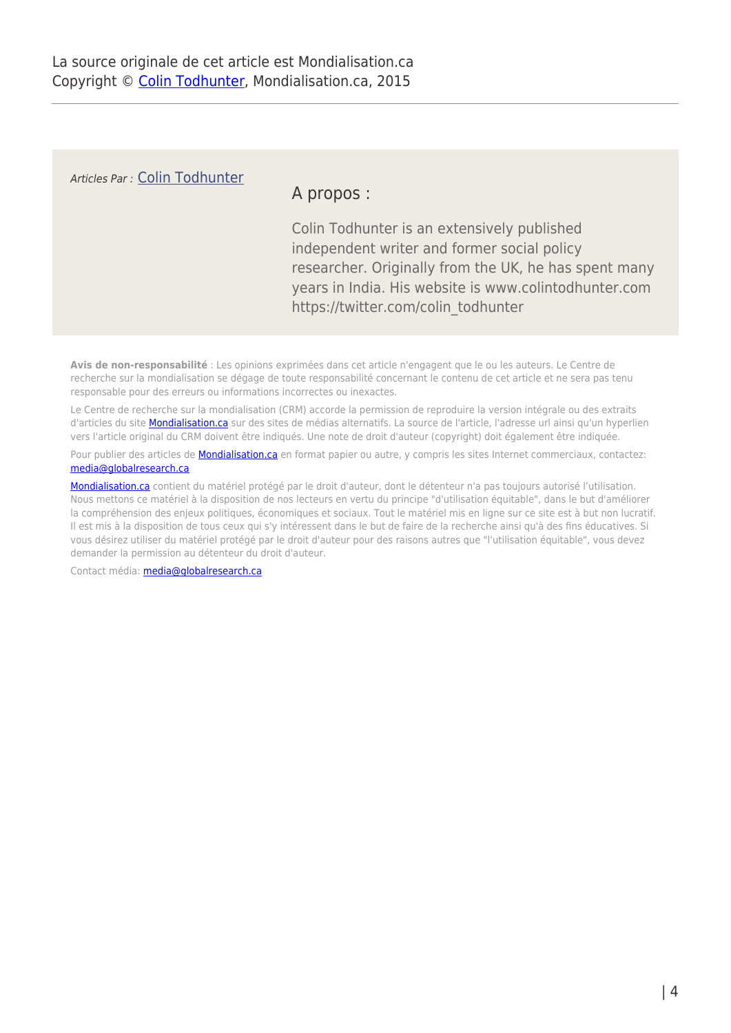La source originale de cet article est Mondialisation.ca
Copyright © [Colin Todhunter](), Mondialisation.ca, 2015

---

*Articles Par :* [Colin Todhunter]()

## A propos :

Colin Todhunter is an extensively published independent writer and former social policy researcher. Originally from the UK, he has spent many years in India. His website is www.colintodhunter.com https://twitter.com/colin_todhunter

**Avis de non-responsabilité** : Les opinions exprimées dans cet article n'engagent que le ou les auteurs. Le Centre de recherche sur la mondialisation se dégage de toute responsabilité concernant le contenu de cet article et ne sera pas tenu responsable pour des erreurs ou informations incorrectes ou inexactes.

Le Centre de recherche sur la mondialisation (CRM) accorde la permission de reproduire la version intégrale ou des extraits d'articles du site Mondialisation.ca sur des sites de médias alternatifs. La source de l'article, l'adresse url ainsi qu'un hyperlien vers l'article original du CRM doivent être indiqués. Une note de droit d'auteur (copyright) doit également être indiquée.

Pour publier des articles de Mondialisation.ca en format papier ou autre, y compris les sites Internet commerciaux, contactez: media@globalresearch.ca

Mondialisation.ca contient du matériel protégé par le droit d'auteur, dont le détenteur n'a pas toujours autorisé l'utilisation. Nous mettons ce matériel à la disposition de nos lecteurs en vertu du principe "d'utilisation équitable", dans le but d'améliorer la compréhension des enjeux politiques, économiques et sociaux. Tout le matériel mis en ligne sur ce site est à but non lucratif. Il est mis à la disposition de tous ceux qui s'y intéressent dans le but de faire de la recherche ainsi qu'à des fins éducatives. Si vous désirez utiliser du matériel protégé par le droit d'auteur pour des raisons autres que "l'utilisation équitable", vous devez demander la permission au détenteur du droit d'auteur.

Contact média: media@globalresearch.ca